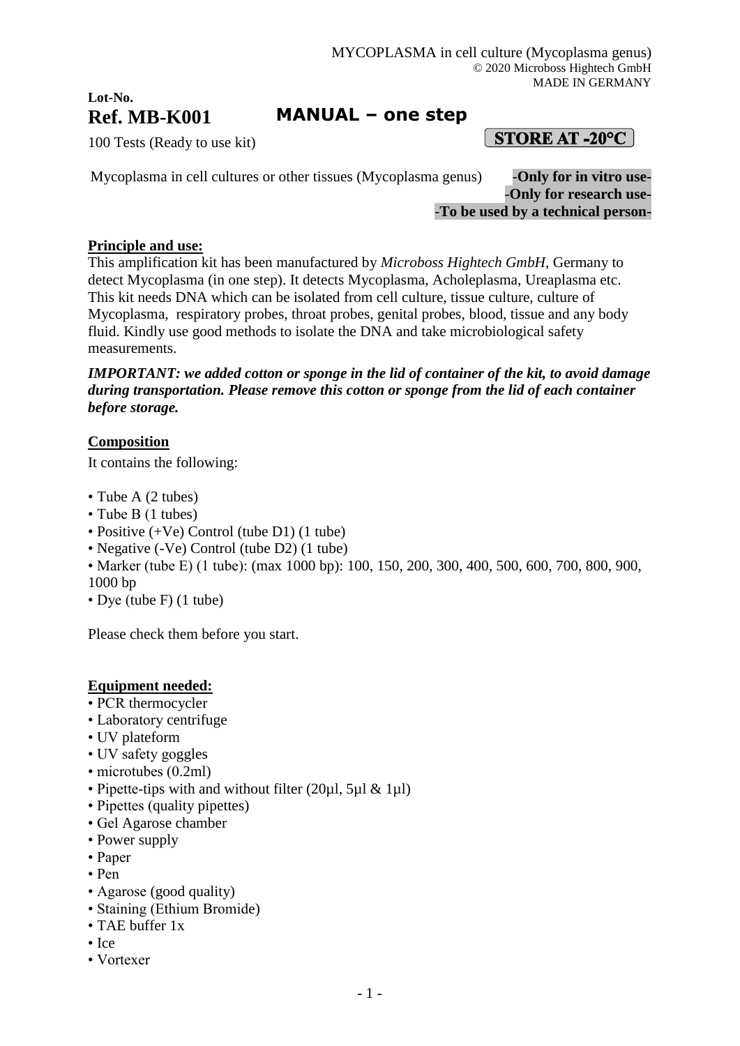MYCOPLASMA in cell culture (Mycoplasma genus)
© 2020 Microboss Hightech GmbH
MADE IN GERMANY

**Lot-No.**

**Ref. MB-K001**

# MANUAL – one step

100 Tests (Ready to use kit)

**STORE AT -20°C**

Mycoplasma in cell cultures or other tissues (Mycoplasma genus)

**-Only for in vitro use-**
**-Only for research use-**
**-To be used by a technical person-**

## Principle and use:

This amplification kit has been manufactured by *Microboss Hightech GmbH*, Germany to detect Mycoplasma (in one step). It detects Mycoplasma, Acholeplasma, Ureaplasma etc. This kit needs DNA which can be isolated from cell culture, tissue culture, culture of Mycoplasma, respiratory probes, throat probes, genital probes, blood, tissue and any body fluid. Kindly use good methods to isolate the DNA and take microbiological safety measurements.

***IMPORTANT: we added cotton or sponge in the lid of container of the kit, to avoid damage during transportation. Please remove this cotton or sponge from the lid of each container before storage.***

## Composition

It contains the following:

- Tube A (2 tubes)
- Tube B (1 tubes)
- Positive (+Ve) Control (tube D1) (1 tube)
- Negative (-Ve) Control (tube D2) (1 tube)
- Marker (tube E) (1 tube): (max 1000 bp): 100, 150, 200, 300, 400, 500, 600, 700, 800, 900, 1000 bp
- Dye (tube F) (1 tube)

Please check them before you start.

## Equipment needed:

- PCR thermocycler
- Laboratory centrifuge
- UV plateform
- UV safety goggles
- microtubes (0.2ml)
- Pipette-tips with and without filter (20µl, 5µl & 1µl)
- Pipettes (quality pipettes)
- Gel Agarose chamber
- Power supply
- Paper
- Pen
- Agarose (good quality)
- Staining (Ethium Bromide)
- TAE buffer 1x
- Ice
- Vortexer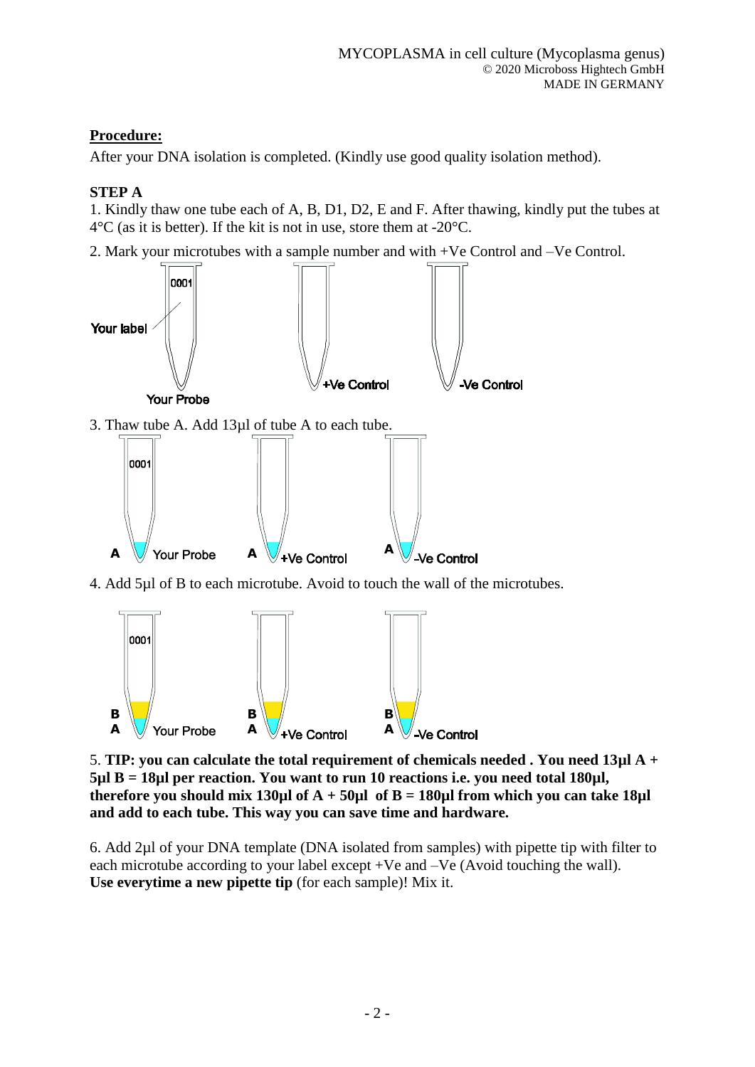## Procedure:

After your DNA isolation is completed. (Kindly use good quality isolation method).

### STEP A

1. Kindly thaw one tube each of A, B, D1, D2, E and F. After thawing, kindly put the tubes at 4°C (as it is better). If the kit is not in use, store them at -20°C.

2. Mark your microtubes with a sample number and with +Ve Control and –Ve Control.

3. Thaw tube A. Add 13µl of tube A to each tube.

4. Add 5µl of B to each microtube. Avoid to touch the wall of the microtubes.

5. **TIP: you can calculate the total requirement of chemicals needed . You need 13µl A + 5µl B = 18µl per reaction. You want to run 10 reactions i.e. you need total 180µl, therefore you should mix 130µl of A + 50µl of B = 180µl from which you can take 18µl and add to each tube. This way you can save time and hardware.**

6. Add 2µl of your DNA template (DNA isolated from samples) with pipette tip with filter to each microtube according to your label except +Ve and –Ve (Avoid touching the wall). **Use everytime a new pipette tip** (for each sample)! Mix it.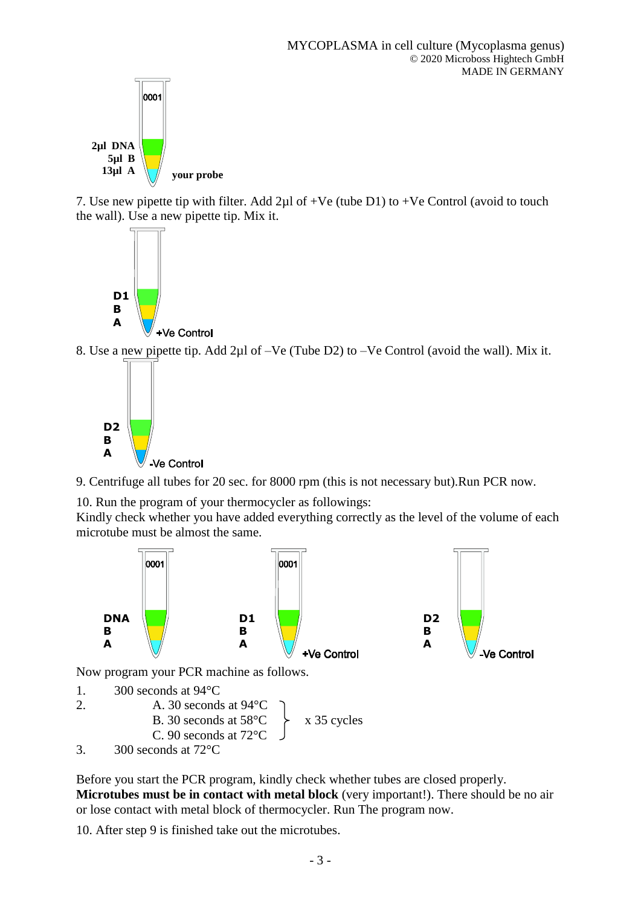2µl DNA
5µl B
13µl A
your probe

7. Use new pipette tip with filter. Add 2µl of +Ve (tube D1) to +Ve Control (avoid to touch the wall). Use a new pipette tip. Mix it.

D1
B
A
+Ve Control

8. Use a new pipette tip. Add 2µl of –Ve (Tube D2) to –Ve Control (avoid the wall). Mix it.

D2
B
A
-Ve Control

9. Centrifuge all tubes for 20 sec. for 8000 rpm (this is not necessary but).Run PCR now.

10. Run the program of your thermocycler as followings:
Kindly check whether you have added everything correctly as the level of the volume of each microtube must be almost the same.

| DNA B A | D1 B A +Ve Control | D2 B A -Ve Control |
|---|---|---|

Now program your PCR machine as follows.

1. 300 seconds at 94°C
2. A. 30 seconds at 94°C
   B. 30 seconds at 58°C  } x 35 cycles
   C. 90 seconds at 72°C
3. 300 seconds at 72°C

Before you start the PCR program, kindly check whether tubes are closed properly. **Microtubes must be in contact with metal block** (very important!). There should be no air or lose contact with metal block of thermocycler. Run The program now.

10. After step 9 is finished take out the microtubes.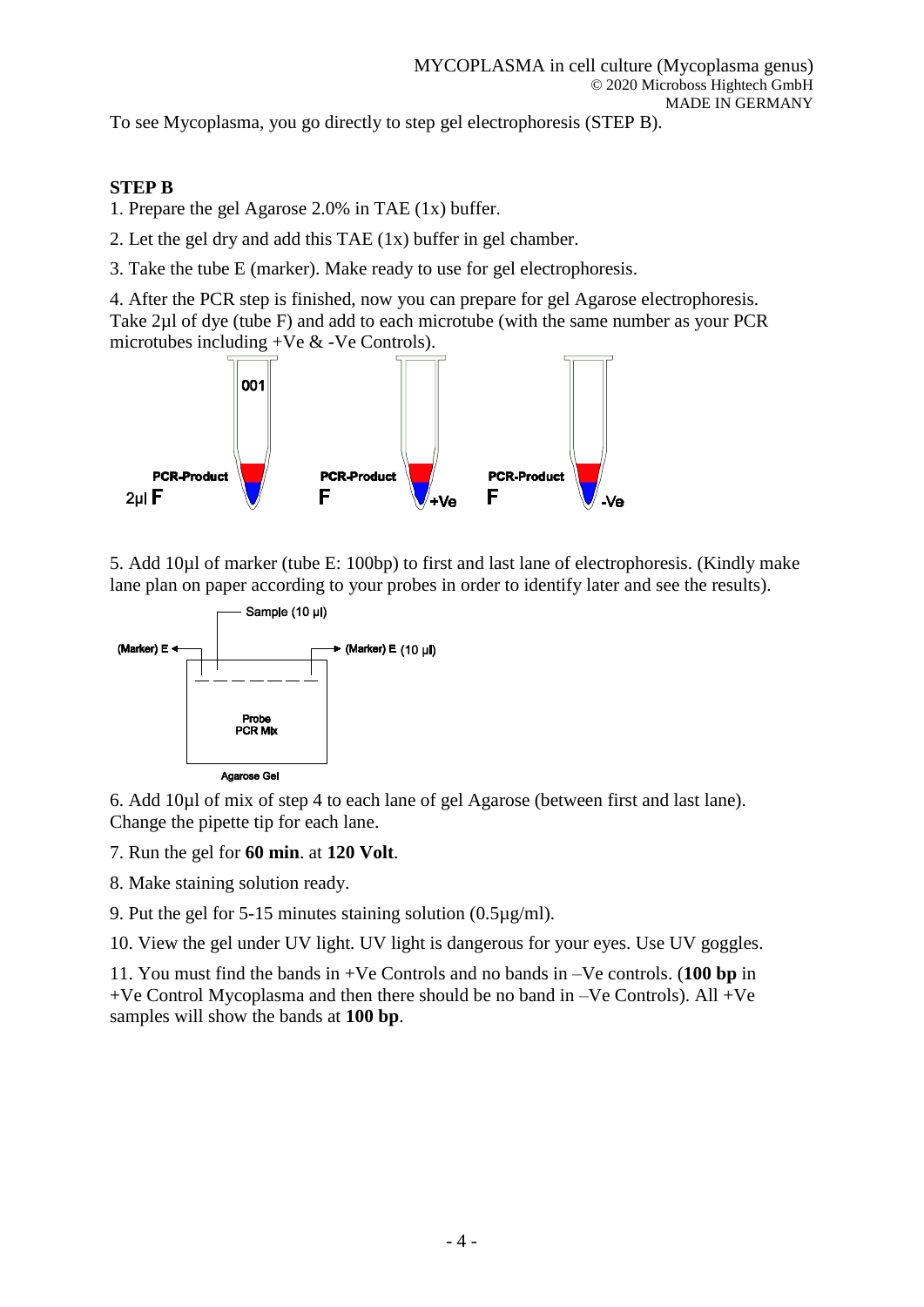To see Mycoplasma, you go directly to step gel electrophoresis (STEP B).

**STEP B**

1. Prepare the gel Agarose 2.0% in TAE (1x) buffer.

2. Let the gel dry and add this TAE (1x) buffer in gel chamber.

3. Take the tube E (marker). Make ready to use for gel electrophoresis.

4. After the PCR step is finished, now you can prepare for gel Agarose electrophoresis. Take 2µl of dye (tube F) and add to each microtube (with the same number as your PCR microtubes including +Ve & -Ve Controls).

001

PCR-Product 2µl F | PCR-Product F +Ve | PCR-Product F -Ve

5. Add 10µl of marker (tube E: 100bp) to first and last lane of electrophoresis. (Kindly make lane plan on paper according to your probes in order to identify later and see the results).

Sample (10 µl)

(Marker) E | (Marker) E (10 µl)

Probe PCR Mix

Agarose Gel

6. Add 10µl of mix of step 4 to each lane of gel Agarose (between first and last lane). Change the pipette tip for each lane.

7. Run the gel for **60 min**. at **120 Volt**.

8. Make staining solution ready.

9. Put the gel for 5-15 minutes staining solution (0.5µg/ml).

10. View the gel under UV light. UV light is dangerous for your eyes. Use UV goggles.

11. You must find the bands in +Ve Controls and no bands in –Ve controls. (**100 bp** in +Ve Control Mycoplasma and then there should be no band in –Ve Controls). All +Ve samples will show the bands at **100 bp**.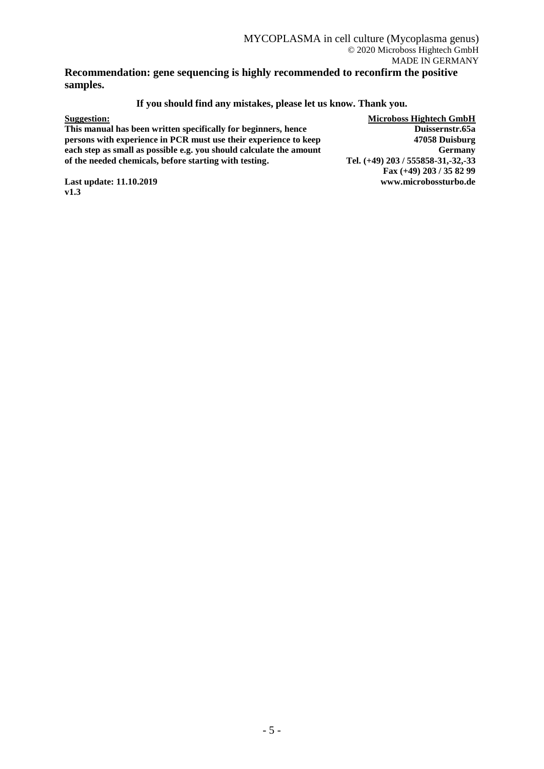**Recommendation: gene sequencing is highly recommended to reconfirm the positive samples.**

**If you should find any mistakes, please let us know. Thank you.**

**Suggestion:**
**This manual has been written specifically for beginners, hence persons with experience in PCR must use their experience to keep each step as small as possible e.g. you should calculate the amount of the needed chemicals, before starting with testing.**

**Last update: 11.10.2019**
**v1.3**

**Microboss Hightech GmbH**
**Duissernstr.65a**
**47058 Duisburg**
**Germany**
**Tel. (+49) 203 / 555858-31,-32,-33**
**Fax (+49) 203 / 35 82 99**
**www.microbossturbo.de**